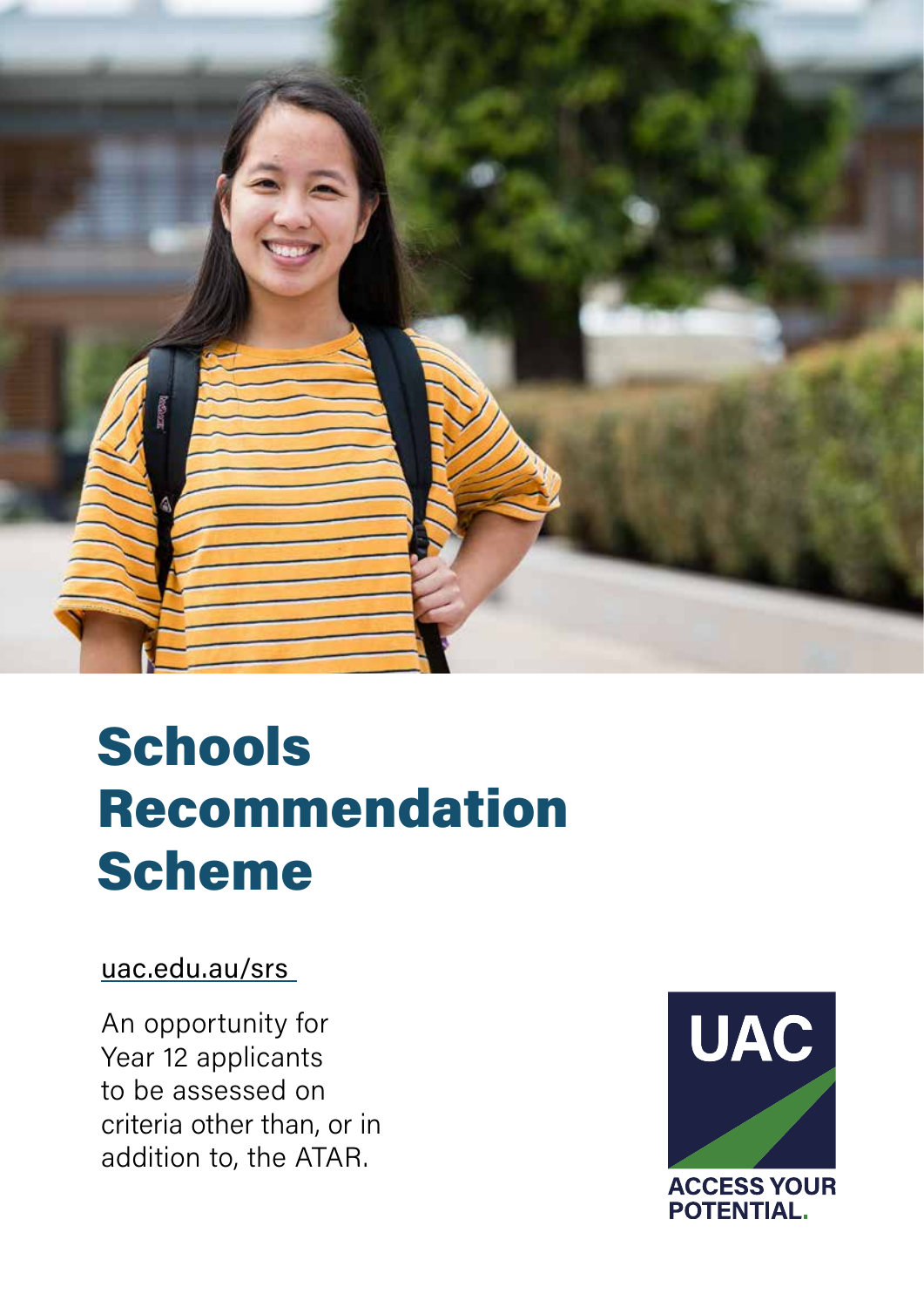# Schools Recommendation Scheme

uac.edu.au/srs

An opportunity for Year 12 applicants to be assessed on criteria other than, or in addition to, the ATAR.

UAC

ACCESS YOUR POTENTIAL.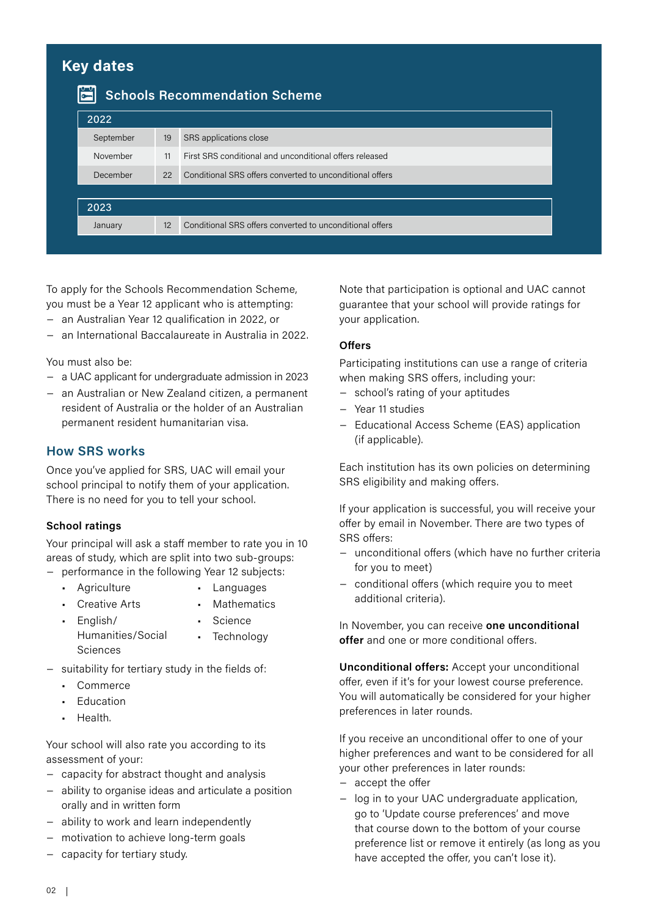## Key dates

### Schools Recommendation Scheme

| 2022 | | |
|---|---|---|
| September | 19 | SRS applications close |
| November | 11 | First SRS conditional and unconditional offers released |
| December | 22 | Conditional SRS offers converted to unconditional offers |

| 2023 | | |
|---|---|---|
| January | 12 | Conditional SRS offers converted to unconditional offers |

To apply for the Schools Recommendation Scheme, you must be a Year 12 applicant who is attempting:

- an Australian Year 12 qualification in 2022, or
- an International Baccalaureate in Australia in 2022.

You must also be:

- a UAC applicant for undergraduate admission in 2023
- an Australian or New Zealand citizen, a permanent resident of Australia or the holder of an Australian permanent resident humanitarian visa.

## How SRS works

Once you've applied for SRS, UAC will email your school principal to notify them of your application. There is no need for you to tell your school.

### School ratings

Your principal will ask a staff member to rate you in 10 areas of study, which are split into two sub-groups:

- performance in the following Year 12 subjects:
  - Agriculture
  - Creative Arts
  - English/Humanities/Social Sciences
  - Languages
  - Mathematics
  - Science
  - Technology
- suitability for tertiary study in the fields of:
  - Commerce
  - Education
  - Health.

Your school will also rate you according to its assessment of your:

- capacity for abstract thought and analysis
- ability to organise ideas and articulate a position orally and in written form
- ability to work and learn independently
- motivation to achieve long-term goals
- capacity for tertiary study.

Note that participation is optional and UAC cannot guarantee that your school will provide ratings for your application.

### Offers

Participating institutions can use a range of criteria when making SRS offers, including your:

- school's rating of your aptitudes
- Year 11 studies
- Educational Access Scheme (EAS) application (if applicable).

Each institution has its own policies on determining SRS eligibility and making offers.

If your application is successful, you will receive your offer by email in November. There are two types of SRS offers:

- unconditional offers (which have no further criteria for you to meet)
- conditional offers (which require you to meet additional criteria).

In November, you can receive **one unconditional offer** and one or more conditional offers.

**Unconditional offers:** Accept your unconditional offer, even if it's for your lowest course preference. You will automatically be considered for your higher preferences in later rounds.

If you receive an unconditional offer to one of your higher preferences and want to be considered for all your other preferences in later rounds:

- accept the offer
- log in to your UAC undergraduate application, go to 'Update course preferences' and move that course down to the bottom of your course preference list or remove it entirely (as long as you have accepted the offer, you can't lose it).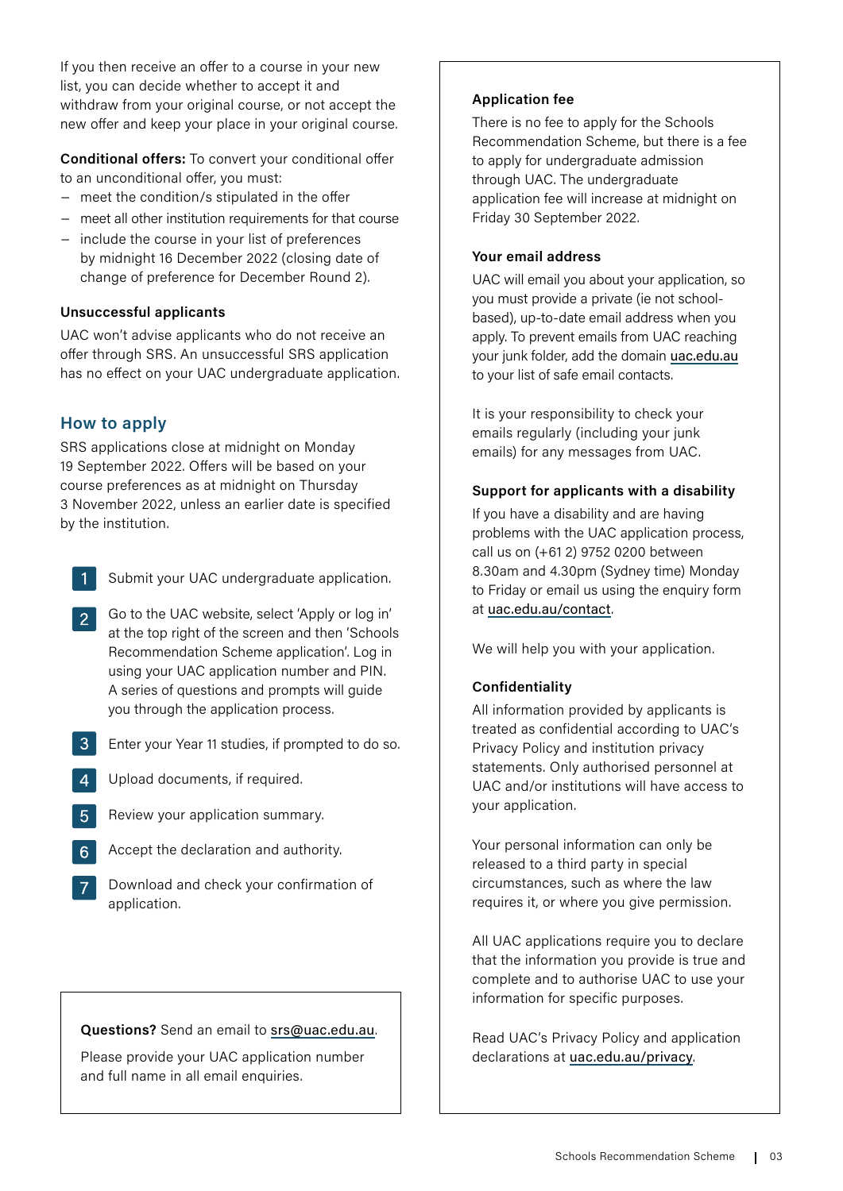If you then receive an offer to a course in your new list, you can decide whether to accept it and withdraw from your original course, or not accept the new offer and keep your place in your original course.

**Conditional offers:** To convert your conditional offer to an unconditional offer, you must:

- meet the condition/s stipulated in the offer
- meet all other institution requirements for that course
- include the course in your list of preferences by midnight 16 December 2022 (closing date of change of preference for December Round 2).

### Unsuccessful applicants

UAC won't advise applicants who do not receive an offer through SRS. An unsuccessful SRS application has no effect on your UAC undergraduate application.

## How to apply

SRS applications close at midnight on Monday 19 September 2022. Offers will be based on your course preferences as at midnight on Thursday 3 November 2022, unless an earlier date is specified by the institution.

1. Submit your UAC undergraduate application.
2. Go to the UAC website, select 'Apply or log in' at the top right of the screen and then 'Schools Recommendation Scheme application'. Log in using your UAC application number and PIN. A series of questions and prompts will guide you through the application process.
3. Enter your Year 11 studies, if prompted to do so.
4. Upload documents, if required.
5. Review your application summary.
6. Accept the declaration and authority.
7. Download and check your confirmation of application.

**Questions?** Send an email to srs@uac.edu.au.

Please provide your UAC application number and full name in all email enquiries.

### Application fee

There is no fee to apply for the Schools Recommendation Scheme, but there is a fee to apply for undergraduate admission through UAC. The undergraduate application fee will increase at midnight on Friday 30 September 2022.

### Your email address

UAC will email you about your application, so you must provide a private (ie not school-based), up-to-date email address when you apply. To prevent emails from UAC reaching your junk folder, add the domain uac.edu.au to your list of safe email contacts.

It is your responsibility to check your emails regularly (including your junk emails) for any messages from UAC.

### Support for applicants with a disability

If you have a disability and are having problems with the UAC application process, call us on (+61 2) 9752 0200 between 8.30am and 4.30pm (Sydney time) Monday to Friday or email us using the enquiry form at uac.edu.au/contact.

We will help you with your application.

### Confidentiality

All information provided by applicants is treated as confidential according to UAC's Privacy Policy and institution privacy statements. Only authorised personnel at UAC and/or institutions will have access to your application.

Your personal information can only be released to a third party in special circumstances, such as where the law requires it, or where you give permission.

All UAC applications require you to declare that the information you provide is true and complete and to authorise UAC to use your information for specific purposes.

Read UAC's Privacy Policy and application declarations at uac.edu.au/privacy.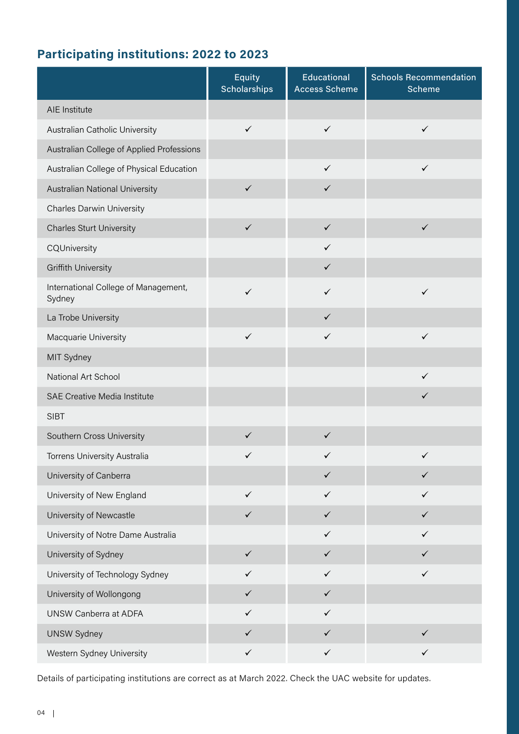## Participating institutions: 2022 to 2023

| | Equity Scholarships | Educational Access Scheme | Schools Recommendation Scheme |
|---|---|---|---|
| AIE Institute | | | |
| Australian Catholic University | ✓ | ✓ | ✓ |
| Australian College of Applied Professions | | | |
| Australian College of Physical Education | | ✓ | ✓ |
| Australian National University | ✓ | ✓ | |
| Charles Darwin University | | | |
| Charles Sturt University | ✓ | ✓ | ✓ |
| CQUniversity | | ✓ | |
| Griffith University | | ✓ | |
| International College of Management, Sydney | ✓ | ✓ | ✓ |
| La Trobe University | | ✓ | |
| Macquarie University | ✓ | ✓ | ✓ |
| MIT Sydney | | | |
| National Art School | | | ✓ |
| SAE Creative Media Institute | | | ✓ |
| SIBT | | | |
| Southern Cross University | ✓ | ✓ | |
| Torrens University Australia | ✓ | ✓ | ✓ |
| University of Canberra | | ✓ | ✓ |
| University of New England | ✓ | ✓ | ✓ |
| University of Newcastle | ✓ | ✓ | ✓ |
| University of Notre Dame Australia | | ✓ | ✓ |
| University of Sydney | ✓ | ✓ | ✓ |
| University of Technology Sydney | ✓ | ✓ | ✓ |
| University of Wollongong | ✓ | ✓ | |
| UNSW Canberra at ADFA | ✓ | ✓ | |
| UNSW Sydney | ✓ | ✓ | ✓ |
| Western Sydney University | ✓ | ✓ | ✓ |

Details of participating institutions are correct as at March 2022. Check the UAC website for updates.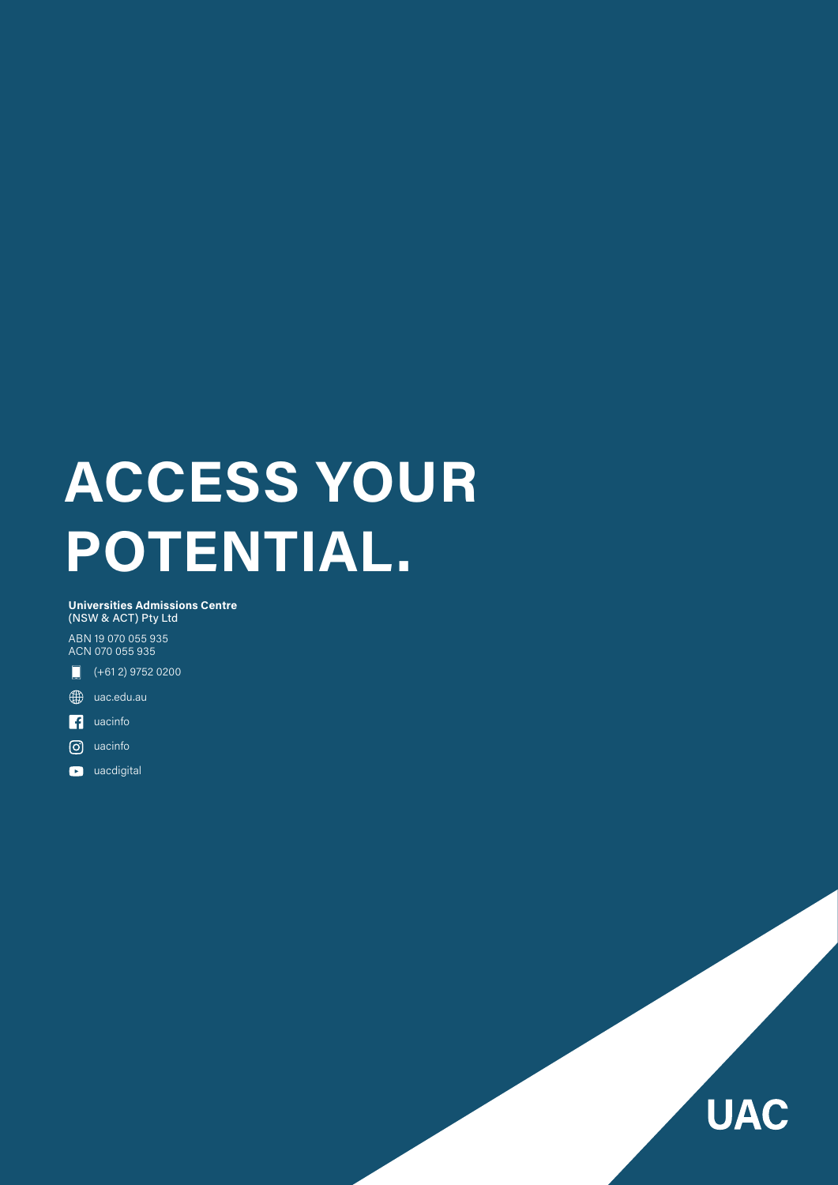# ACCESS YOUR POTENTIAL.

**Universities Admissions Centre**
(NSW & ACT) Pty Ltd

ABN 19 070 055 935
ACN 070 055 935

(+61 2) 9752 0200

uac.edu.au

uacinfo

uacinfo

uacdigital

UAC